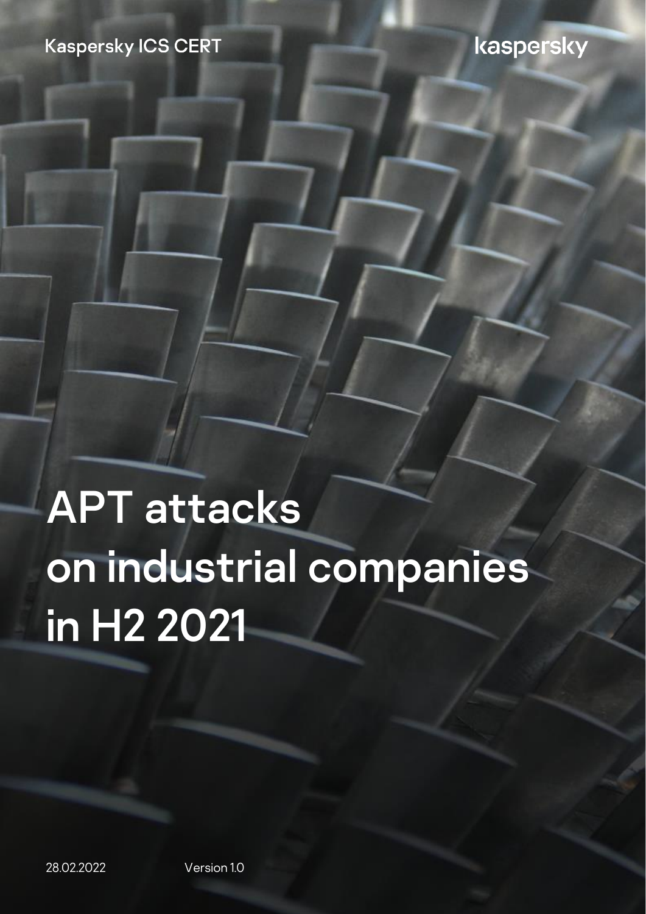Kaspersky ICS CERT

kaspersky

# APT attacks on industrial companies in H2 2021

28.02.2022

Version 1.0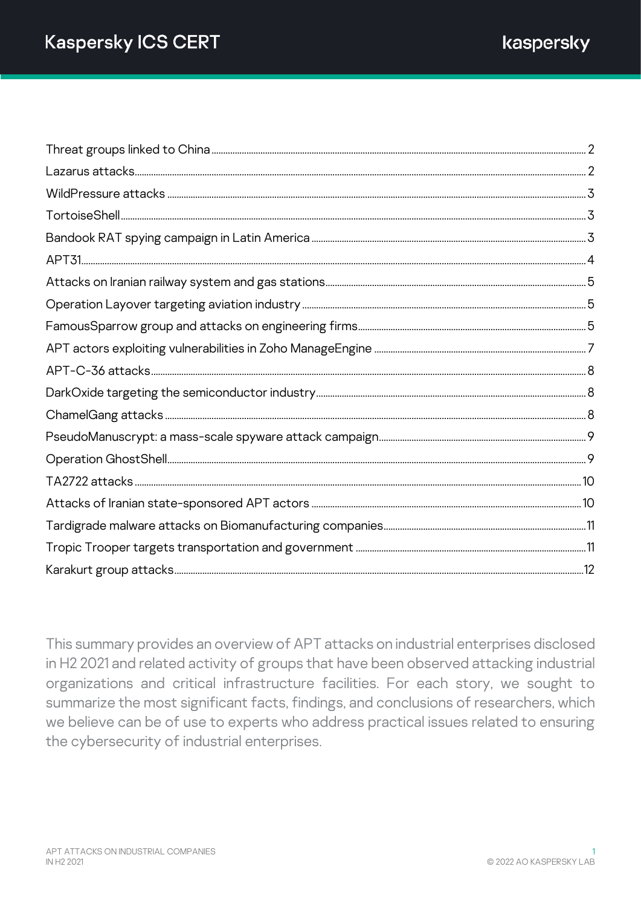Threat groups linked to China ........ 2
Lazarus attacks ........ 2
WildPressure attacks ........ 3
TortoiseShell ........ 3
Bandook RAT spying campaign in Latin America ........ 3
APT31 ........ 4
Attacks on Iranian railway system and gas stations ........ 5
Operation Layover targeting aviation industry ........ 5
FamousSparrow group and attacks on engineering firms ........ 5
APT actors exploiting vulnerabilities in Zoho ManageEngine ........ 7
APT-C-36 attacks ........ 8
DarkOxide targeting the semiconductor industry ........ 8
ChamelGang attacks ........ 8
PseudoManuscrypt: a mass-scale spyware attack campaign ........ 9
Operation GhostShell ........ 9
TA2722 attacks ........ 10
Attacks of Iranian state-sponsored APT actors ........ 10
Tardigrade malware attacks on Biomanufacturing companies ........ 11
Tropic Trooper targets transportation and government ........ 11
Karakurt group attacks ........ 12

This summary provides an overview of APT attacks on industrial enterprises disclosed in H2 2021 and related activity of groups that have been observed attacking industrial organizations and critical infrastructure facilities. For each story, we sought to summarize the most significant facts, findings, and conclusions of researchers, which we believe can be of use to experts who address practical issues related to ensuring the cybersecurity of industrial enterprises.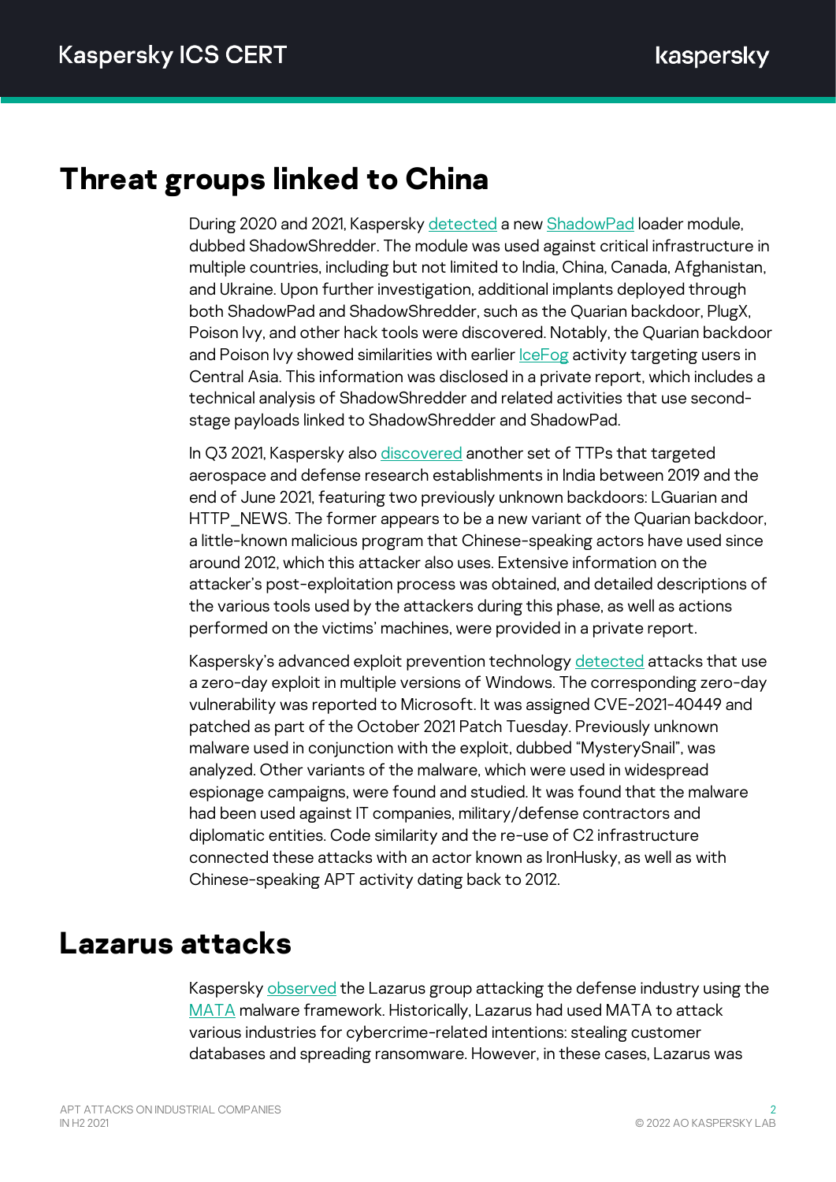# Threat groups linked to China

During 2020 and 2021, Kaspersky detected a new ShadowPad loader module, dubbed ShadowShredder. The module was used against critical infrastructure in multiple countries, including but not limited to India, China, Canada, Afghanistan, and Ukraine. Upon further investigation, additional implants deployed through both ShadowPad and ShadowShredder, such as the Quarian backdoor, PlugX, Poison Ivy, and other hack tools were discovered. Notably, the Quarian backdoor and Poison Ivy showed similarities with earlier IceFog activity targeting users in Central Asia. This information was disclosed in a private report, which includes a technical analysis of ShadowShredder and related activities that use second-stage payloads linked to ShadowShredder and ShadowPad.

In Q3 2021, Kaspersky also discovered another set of TTPs that targeted aerospace and defense research establishments in India between 2019 and the end of June 2021, featuring two previously unknown backdoors: LGuarian and HTTP_NEWS. The former appears to be a new variant of the Quarian backdoor, a little-known malicious program that Chinese-speaking actors have used since around 2012, which this attacker also uses. Extensive information on the attacker's post-exploitation process was obtained, and detailed descriptions of the various tools used by the attackers during this phase, as well as actions performed on the victims' machines, were provided in a private report.

Kaspersky's advanced exploit prevention technology detected attacks that use a zero-day exploit in multiple versions of Windows. The corresponding zero-day vulnerability was reported to Microsoft. It was assigned CVE-2021-40449 and patched as part of the October 2021 Patch Tuesday. Previously unknown malware used in conjunction with the exploit, dubbed "MysterySnail", was analyzed. Other variants of the malware, which were used in widespread espionage campaigns, were found and studied. It was found that the malware had been used against IT companies, military/defense contractors and diplomatic entities. Code similarity and the re-use of C2 infrastructure connected these attacks with an actor known as IronHusky, as well as with Chinese-speaking APT activity dating back to 2012.

# Lazarus attacks

Kaspersky observed the Lazarus group attacking the defense industry using the MATA malware framework. Historically, Lazarus had used MATA to attack various industries for cybercrime-related intentions: stealing customer databases and spreading ransomware. However, in these cases, Lazarus was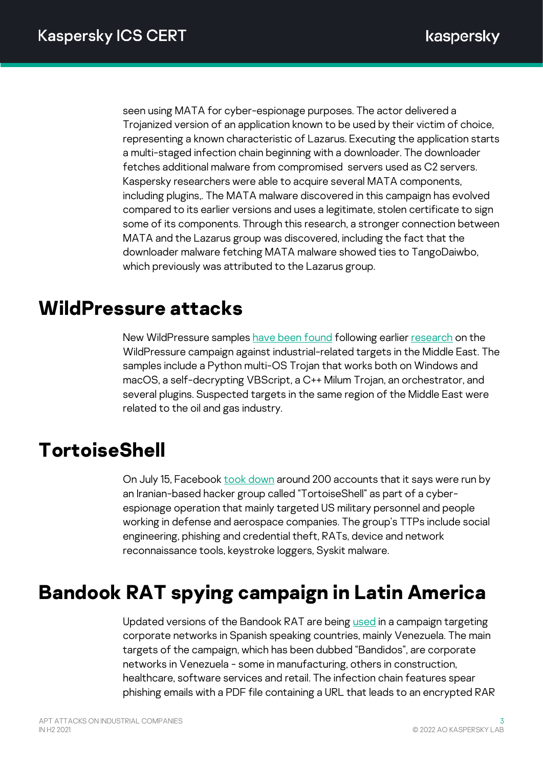seen using MATA for cyber-espionage purposes. The actor delivered a Trojanized version of an application known to be used by their victim of choice, representing a known characteristic of Lazarus. Executing the application starts a multi-staged infection chain beginning with a downloader. The downloader fetches additional malware from compromised servers used as C2 servers. Kaspersky researchers were able to acquire several MATA components, including plugins,. The MATA malware discovered in this campaign has evolved compared to its earlier versions and uses a legitimate, stolen certificate to sign some of its components. Through this research, a stronger connection between MATA and the Lazarus group was discovered, including the fact that the downloader malware fetching MATA malware showed ties to TangoDaiwbo, which previously was attributed to the Lazarus group.

# WildPressure attacks

New WildPressure samples have been found following earlier research on the WildPressure campaign against industrial-related targets in the Middle East. The samples include a Python multi-OS Trojan that works both on Windows and macOS, a self-decrypting VBScript, a C++ Milum Trojan, an orchestrator, and several plugins. Suspected targets in the same region of the Middle East were related to the oil and gas industry.

# TortoiseShell

On July 15, Facebook took down around 200 accounts that it says were run by an Iranian-based hacker group called "TortoiseShell" as part of a cyber-espionage operation that mainly targeted US military personnel and people working in defense and aerospace companies. The group's TTPs include social engineering, phishing and credential theft, RATs, device and network reconnaissance tools, keystroke loggers, Syskit malware.

# Bandook RAT spying campaign in Latin America

Updated versions of the Bandook RAT are being used in a campaign targeting corporate networks in Spanish speaking countries, mainly Venezuela. The main targets of the campaign, which has been dubbed "Bandidos", are corporate networks in Venezuela - some in manufacturing, others in construction, healthcare, software services and retail. The infection chain features spear phishing emails with a PDF file containing a URL that leads to an encrypted RAR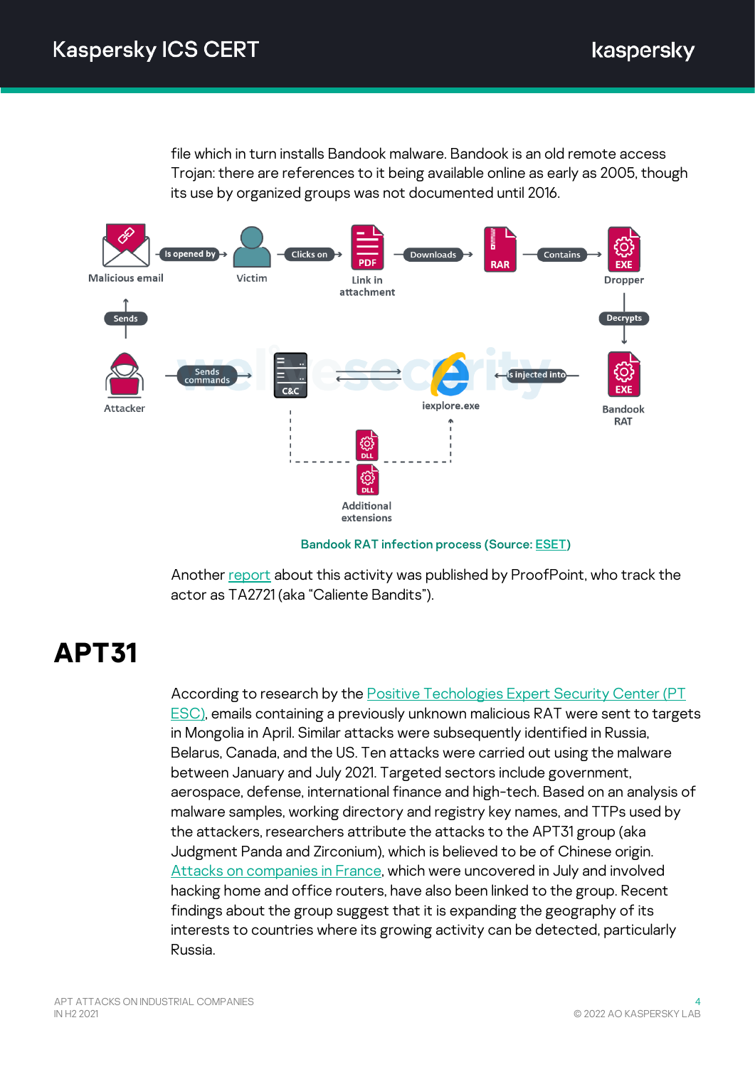file which in turn installs Bandook malware. Bandook is an old remote access Trojan: there are references to it being available online as early as 2005, though its use by organized groups was not documented until 2016.

Bandook RAT infection process (Source: ESET)

Another report about this activity was published by ProofPoint, who track the actor as TA2721 (aka "Caliente Bandits").

# APT31

According to research by the Positive Techologies Expert Security Center (PT ESC), emails containing a previously unknown malicious RAT were sent to targets in Mongolia in April. Similar attacks were subsequently identified in Russia, Belarus, Canada, and the US. Ten attacks were carried out using the malware between January and July 2021. Targeted sectors include government, aerospace, defense, international finance and high-tech. Based on an analysis of malware samples, working directory and registry key names, and TTPs used by the attackers, researchers attribute the attacks to the APT31 group (aka Judgment Panda and Zirconium), which is believed to be of Chinese origin. Attacks on companies in France, which were uncovered in July and involved hacking home and office routers, have also been linked to the group. Recent findings about the group suggest that it is expanding the geography of its interests to countries where its growing activity can be detected, particularly Russia.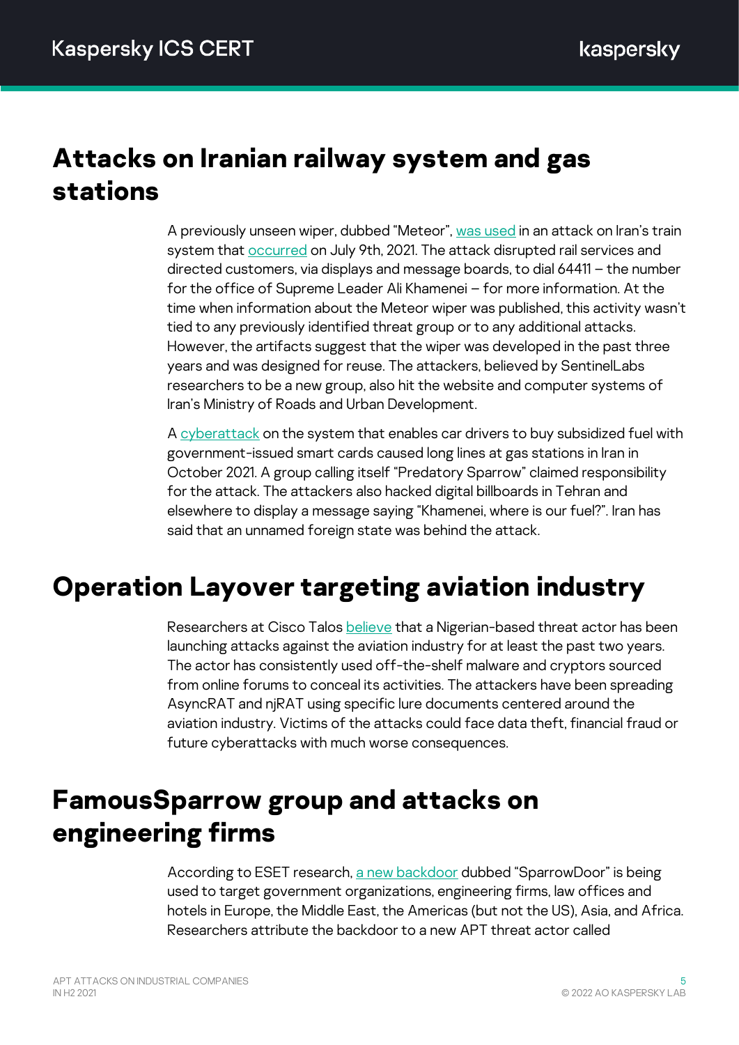## Attacks on Iranian railway system and gas stations

A previously unseen wiper, dubbed "Meteor", was used in an attack on Iran's train system that occurred on July 9th, 2021. The attack disrupted rail services and directed customers, via displays and message boards, to dial 64411 – the number for the office of Supreme Leader Ali Khamenei – for more information. At the time when information about the Meteor wiper was published, this activity wasn't tied to any previously identified threat group or to any additional attacks. However, the artifacts suggest that the wiper was developed in the past three years and was designed for reuse. The attackers, believed by SentinelLabs researchers to be a new group, also hit the website and computer systems of Iran's Ministry of Roads and Urban Development.

A cyberattack on the system that enables car drivers to buy subsidized fuel with government-issued smart cards caused long lines at gas stations in Iran in October 2021. A group calling itself "Predatory Sparrow" claimed responsibility for the attack. The attackers also hacked digital billboards in Tehran and elsewhere to display a message saying "Khamenei, where is our fuel?". Iran has said that an unnamed foreign state was behind the attack.

## Operation Layover targeting aviation industry

Researchers at Cisco Talos believe that a Nigerian-based threat actor has been launching attacks against the aviation industry for at least the past two years. The actor has consistently used off-the-shelf malware and cryptors sourced from online forums to conceal its activities. The attackers have been spreading AsyncRAT and njRAT using specific lure documents centered around the aviation industry. Victims of the attacks could face data theft, financial fraud or future cyberattacks with much worse consequences.

## FamousSparrow group and attacks on engineering firms

According to ESET research, a new backdoor dubbed "SparrowDoor" is being used to target government organizations, engineering firms, law offices and hotels in Europe, the Middle East, the Americas (but not the US), Asia, and Africa. Researchers attribute the backdoor to a new APT threat actor called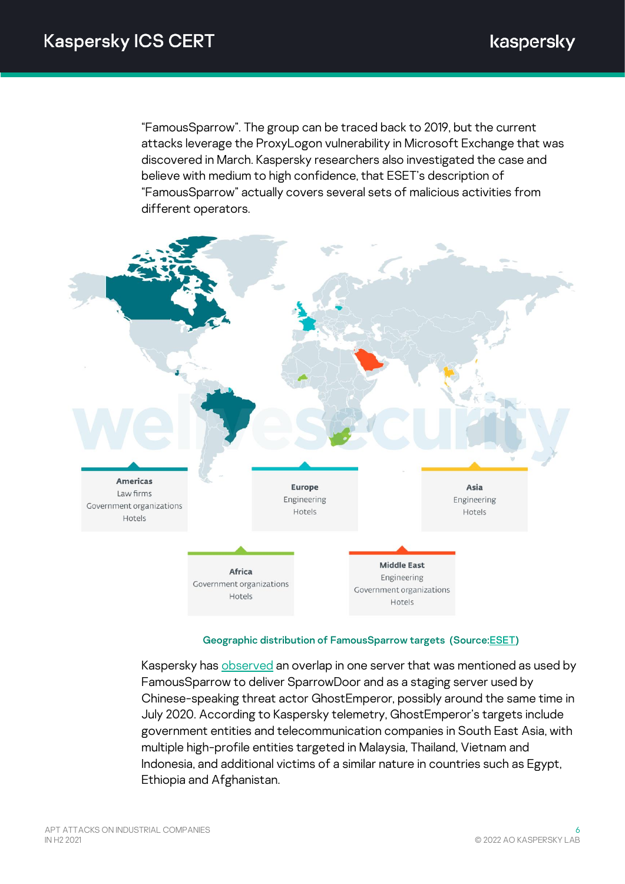"FamousSparrow". The group can be traced back to 2019, but the current attacks leverage the ProxyLogon vulnerability in Microsoft Exchange that was discovered in March. Kaspersky researchers also investigated the case and believe with medium to high confidence, that ESET's description of "FamousSparrow" actually covers several sets of malicious activities from different operators.

**Americas**
Law firms
Government organizations
Hotels

**Europe**
Engineering
Hotels

**Asia**
Engineering
Hotels

**Africa**
Government organizations
Hotels

**Middle East**
Engineering
Government organizations
Hotels

**Geographic distribution of FamousSparrow targets (Source:ESET)**

Kaspersky has observed an overlap in one server that was mentioned as used by FamousSparrow to deliver SparrowDoor and as a staging server used by Chinese-speaking threat actor GhostEmperor, possibly around the same time in July 2020. According to Kaspersky telemetry, GhostEmperor's targets include government entities and telecommunication companies in South East Asia, with multiple high-profile entities targeted in Malaysia, Thailand, Vietnam and Indonesia, and additional victims of a similar nature in countries such as Egypt, Ethiopia and Afghanistan.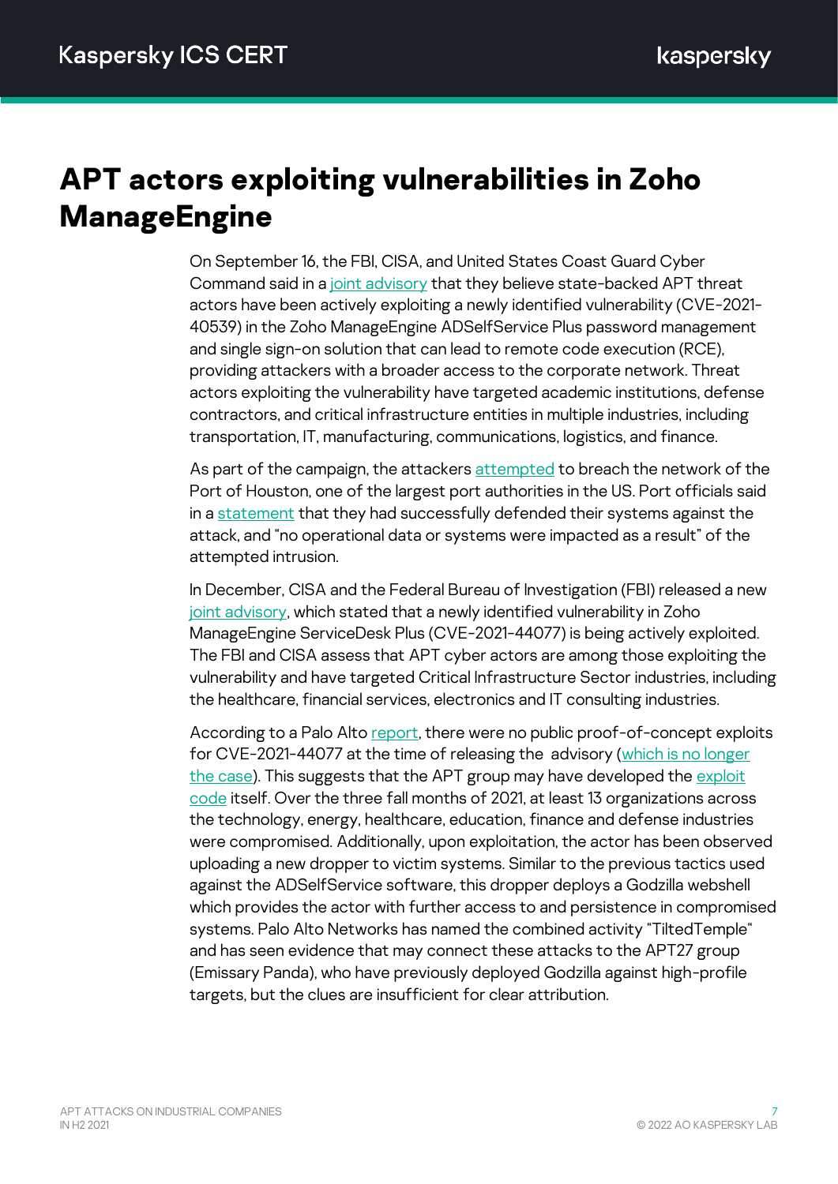# APT actors exploiting vulnerabilities in Zoho ManageEngine

On September 16, the FBI, CISA, and United States Coast Guard Cyber Command said in a joint advisory that they believe state-backed APT threat actors have been actively exploiting a newly identified vulnerability (CVE-2021-40539) in the Zoho ManageEngine ADSelfService Plus password management and single sign-on solution that can lead to remote code execution (RCE), providing attackers with a broader access to the corporate network. Threat actors exploiting the vulnerability have targeted academic institutions, defense contractors, and critical infrastructure entities in multiple industries, including transportation, IT, manufacturing, communications, logistics, and finance.

As part of the campaign, the attackers attempted to breach the network of the Port of Houston, one of the largest port authorities in the US. Port officials said in a statement that they had successfully defended their systems against the attack, and "no operational data or systems were impacted as a result" of the attempted intrusion.

In December, CISA and the Federal Bureau of Investigation (FBI) released a new joint advisory, which stated that a newly identified vulnerability in Zoho ManageEngine ServiceDesk Plus (CVE-2021-44077) is being actively exploited. The FBI and CISA assess that APT cyber actors are among those exploiting the vulnerability and have targeted Critical Infrastructure Sector industries, including the healthcare, financial services, electronics and IT consulting industries.

According to a Palo Alto report, there were no public proof-of-concept exploits for CVE-2021-44077 at the time of releasing the advisory (which is no longer the case). This suggests that the APT group may have developed the exploit code itself. Over the three fall months of 2021, at least 13 organizations across the technology, energy, healthcare, education, finance and defense industries were compromised. Additionally, upon exploitation, the actor has been observed uploading a new dropper to victim systems. Similar to the previous tactics used against the ADSelfService software, this dropper deploys a Godzilla webshell which provides the actor with further access to and persistence in compromised systems. Palo Alto Networks has named the combined activity "TiltedTemple" and has seen evidence that may connect these attacks to the APT27 group (Emissary Panda), who have previously deployed Godzilla against high-profile targets, but the clues are insufficient for clear attribution.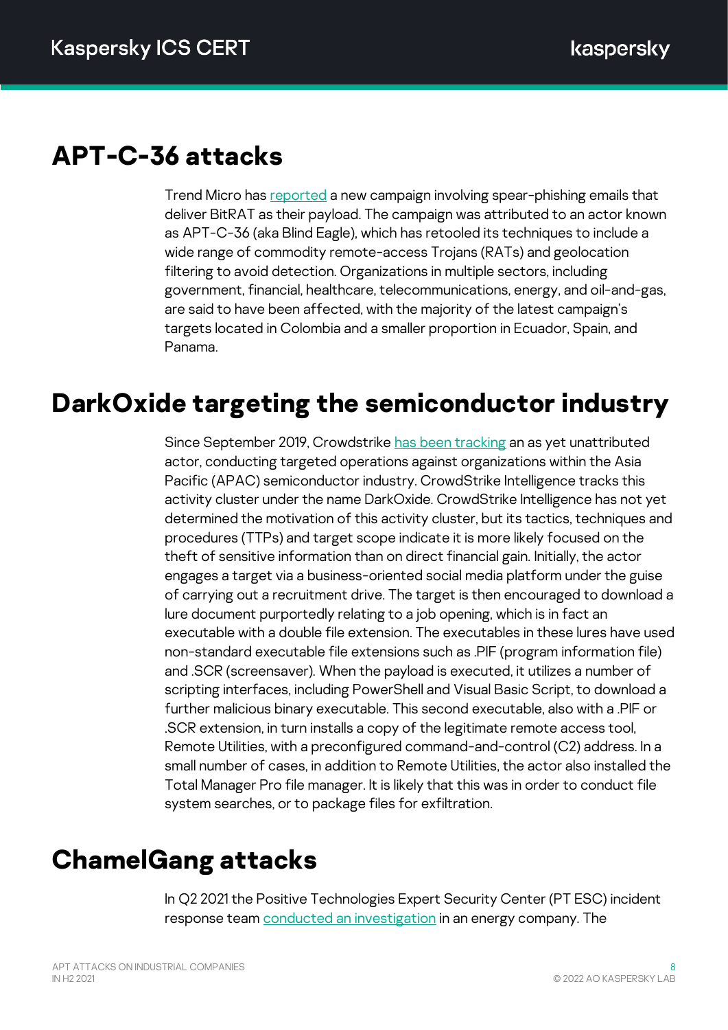## APT-C-36 attacks

Trend Micro has reported a new campaign involving spear-phishing emails that deliver BitRAT as their payload. The campaign was attributed to an actor known as APT-C-36 (aka Blind Eagle), which has retooled its techniques to include a wide range of commodity remote-access Trojans (RATs) and geolocation filtering to avoid detection. Organizations in multiple sectors, including government, financial, healthcare, telecommunications, energy, and oil-and-gas, are said to have been affected, with the majority of the latest campaign's targets located in Colombia and a smaller proportion in Ecuador, Spain, and Panama.

## DarkOxide targeting the semiconductor industry

Since September 2019, Crowdstrike has been tracking an as yet unattributed actor, conducting targeted operations against organizations within the Asia Pacific (APAC) semiconductor industry. CrowdStrike Intelligence tracks this activity cluster under the name DarkOxide. CrowdStrike Intelligence has not yet determined the motivation of this activity cluster, but its tactics, techniques and procedures (TTPs) and target scope indicate it is more likely focused on the theft of sensitive information than on direct financial gain. Initially, the actor engages a target via a business-oriented social media platform under the guise of carrying out a recruitment drive. The target is then encouraged to download a lure document purportedly relating to a job opening, which is in fact an executable with a double file extension. The executables in these lures have used non-standard executable file extensions such as .PIF (program information file) and .SCR (screensaver). When the payload is executed, it utilizes a number of scripting interfaces, including PowerShell and Visual Basic Script, to download a further malicious binary executable. This second executable, also with a .PIF or .SCR extension, in turn installs a copy of the legitimate remote access tool, Remote Utilities, with a preconfigured command-and-control (C2) address. In a small number of cases, in addition to Remote Utilities, the actor also installed the Total Manager Pro file manager. It is likely that this was in order to conduct file system searches, or to package files for exfiltration.

## ChamelGang attacks

In Q2 2021 the Positive Technologies Expert Security Center (PT ESC) incident response team conducted an investigation in an energy company. The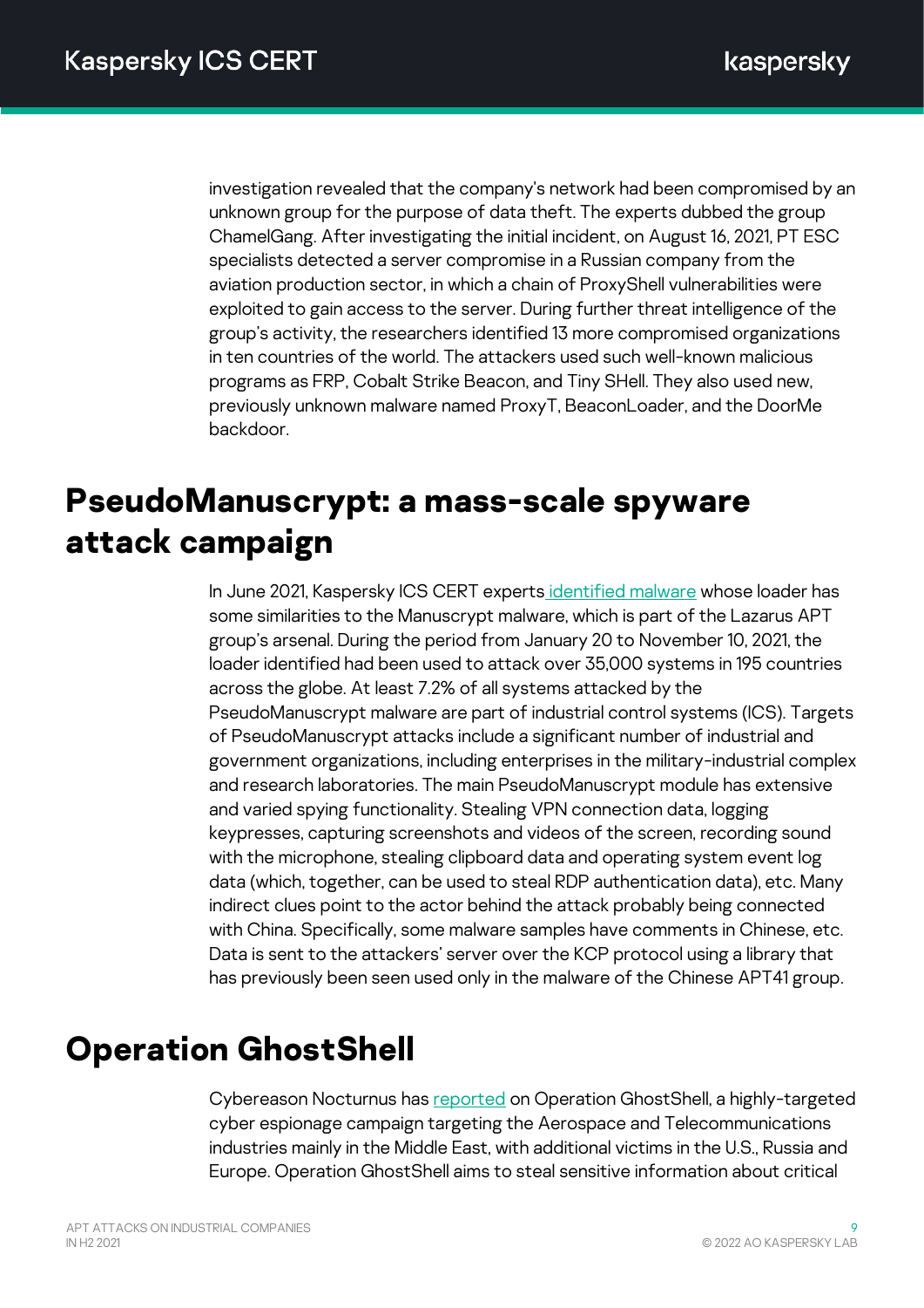investigation revealed that the company's network had been compromised by an unknown group for the purpose of data theft. The experts dubbed the group ChamelGang. After investigating the initial incident, on August 16, 2021, PT ESC specialists detected a server compromise in a Russian company from the aviation production sector, in which a chain of ProxyShell vulnerabilities were exploited to gain access to the server. During further threat intelligence of the group's activity, the researchers identified 13 more compromised organizations in ten countries of the world. The attackers used such well-known malicious programs as FRP, Cobalt Strike Beacon, and Tiny SHell. They also used new, previously unknown malware named ProxyT, BeaconLoader, and the DoorMe backdoor.

# PseudoManuscrypt: a mass-scale spyware attack campaign

In June 2021, Kaspersky ICS CERT experts identified malware whose loader has some similarities to the Manuscrypt malware, which is part of the Lazarus APT group's arsenal. During the period from January 20 to November 10, 2021, the loader identified had been used to attack over 35,000 systems in 195 countries across the globe. At least 7.2% of all systems attacked by the PseudoManuscrypt malware are part of industrial control systems (ICS). Targets of PseudoManuscrypt attacks include a significant number of industrial and government organizations, including enterprises in the military-industrial complex and research laboratories. The main PseudoManuscrypt module has extensive and varied spying functionality. Stealing VPN connection data, logging keypresses, capturing screenshots and videos of the screen, recording sound with the microphone, stealing clipboard data and operating system event log data (which, together, can be used to steal RDP authentication data), etc. Many indirect clues point to the actor behind the attack probably being connected with China. Specifically, some malware samples have comments in Chinese, etc. Data is sent to the attackers' server over the KCP protocol using a library that has previously been seen used only in the malware of the Chinese APT41 group.

# Operation GhostShell

Cybereason Nocturnus has reported on Operation GhostShell, a highly-targeted cyber espionage campaign targeting the Aerospace and Telecommunications industries mainly in the Middle East, with additional victims in the U.S., Russia and Europe. Operation GhostShell aims to steal sensitive information about critical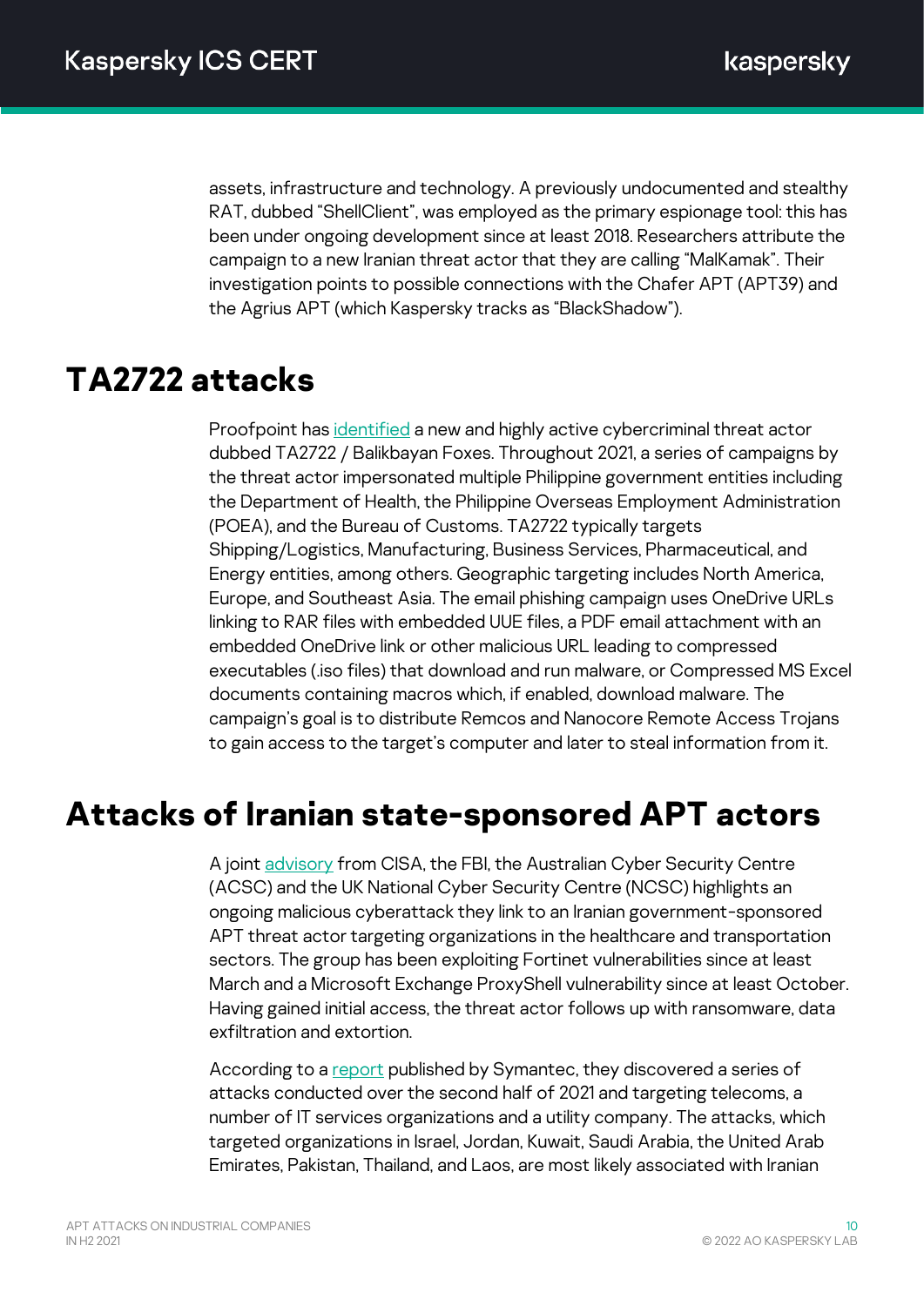assets, infrastructure and technology. A previously undocumented and stealthy RAT, dubbed "ShellClient", was employed as the primary espionage tool: this has been under ongoing development since at least 2018. Researchers attribute the campaign to a new Iranian threat actor that they are calling "MalKamak". Their investigation points to possible connections with the Chafer APT (APT39) and the Agrius APT (which Kaspersky tracks as "BlackShadow").

## TA2722 attacks

Proofpoint has identified a new and highly active cybercriminal threat actor dubbed TA2722 / Balikbayan Foxes. Throughout 2021, a series of campaigns by the threat actor impersonated multiple Philippine government entities including the Department of Health, the Philippine Overseas Employment Administration (POEA), and the Bureau of Customs. TA2722 typically targets Shipping/Logistics, Manufacturing, Business Services, Pharmaceutical, and Energy entities, among others. Geographic targeting includes North America, Europe, and Southeast Asia. The email phishing campaign uses OneDrive URLs linking to RAR files with embedded UUE files, a PDF email attachment with an embedded OneDrive link or other malicious URL leading to compressed executables (.iso files) that download and run malware, or Compressed MS Excel documents containing macros which, if enabled, download malware. The campaign's goal is to distribute Remcos and Nanocore Remote Access Trojans to gain access to the target's computer and later to steal information from it.

## Attacks of Iranian state-sponsored APT actors

A joint advisory from CISA, the FBI, the Australian Cyber Security Centre (ACSC) and the UK National Cyber Security Centre (NCSC) highlights an ongoing malicious cyberattack they link to an Iranian government-sponsored APT threat actor targeting organizations in the healthcare and transportation sectors. The group has been exploiting Fortinet vulnerabilities since at least March and a Microsoft Exchange ProxyShell vulnerability since at least October. Having gained initial access, the threat actor follows up with ransomware, data exfiltration and extortion.

According to a report published by Symantec, they discovered a series of attacks conducted over the second half of 2021 and targeting telecoms, a number of IT services organizations and a utility company. The attacks, which targeted organizations in Israel, Jordan, Kuwait, Saudi Arabia, the United Arab Emirates, Pakistan, Thailand, and Laos, are most likely associated with Iranian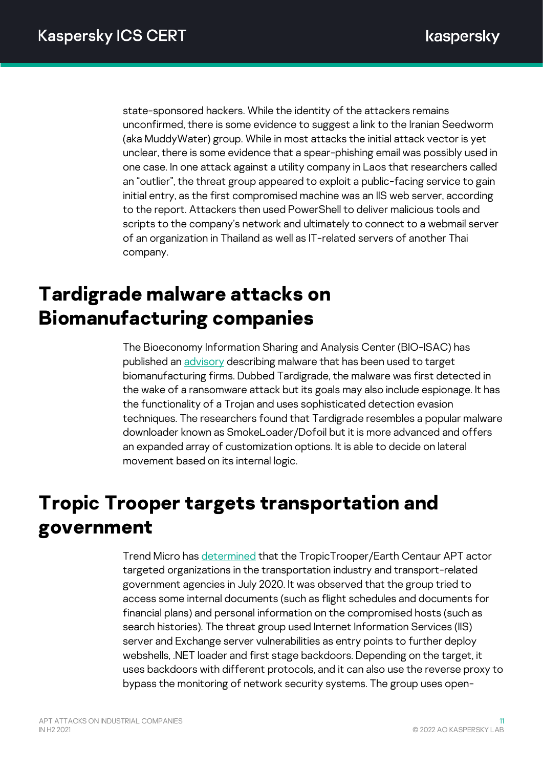state-sponsored hackers. While the identity of the attackers remains unconfirmed, there is some evidence to suggest a link to the Iranian Seedworm (aka MuddyWater) group. While in most attacks the initial attack vector is yet unclear, there is some evidence that a spear-phishing email was possibly used in one case. In one attack against a utility company in Laos that researchers called an "outlier", the threat group appeared to exploit a public-facing service to gain initial entry, as the first compromised machine was an IIS web server, according to the report. Attackers then used PowerShell to deliver malicious tools and scripts to the company's network and ultimately to connect to a webmail server of an organization in Thailand as well as IT-related servers of another Thai company.

# Tardigrade malware attacks on Biomanufacturing companies

The Bioeconomy Information Sharing and Analysis Center (BIO-ISAC) has published an advisory describing malware that has been used to target biomanufacturing firms. Dubbed Tardigrade, the malware was first detected in the wake of a ransomware attack but its goals may also include espionage. It has the functionality of a Trojan and uses sophisticated detection evasion techniques. The researchers found that Tardigrade resembles a popular malware downloader known as SmokeLoader/Dofoil but it is more advanced and offers an expanded array of customization options. It is able to decide on lateral movement based on its internal logic.

# Tropic Trooper targets transportation and government

Trend Micro has determined that the TropicTrooper/Earth Centaur APT actor targeted organizations in the transportation industry and transport-related government agencies in July 2020. It was observed that the group tried to access some internal documents (such as flight schedules and documents for financial plans) and personal information on the compromised hosts (such as search histories). The threat group used Internet Information Services (IIS) server and Exchange server vulnerabilities as entry points to further deploy webshells, .NET loader and first stage backdoors. Depending on the target, it uses backdoors with different protocols, and it can also use the reverse proxy to bypass the monitoring of network security systems. The group uses open-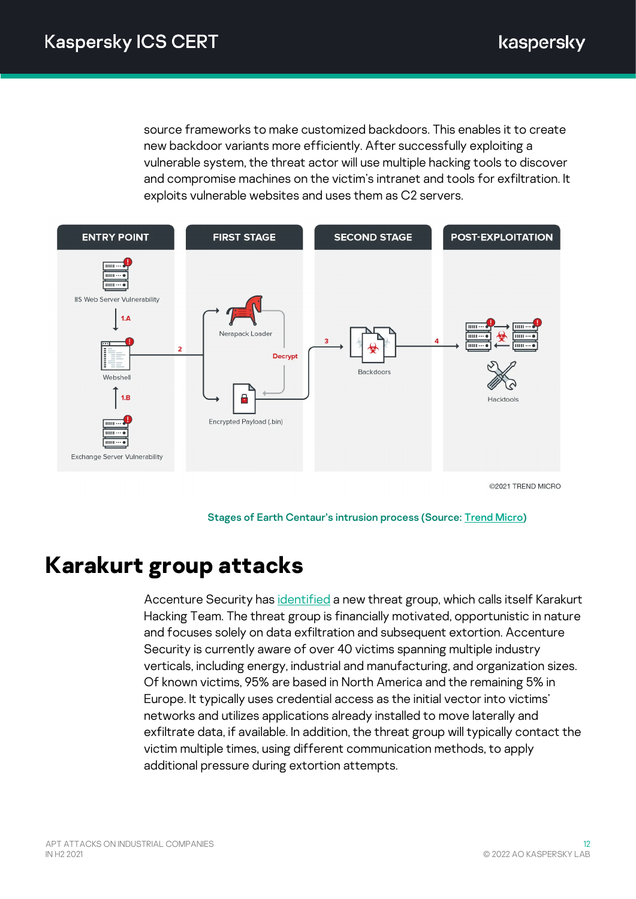source frameworks to make customized backdoors. This enables it to create new backdoor variants more efficiently. After successfully exploiting a vulnerable system, the threat actor will use multiple hacking tools to discover and compromise machines on the victim's intranet and tools for exfiltration. It exploits vulnerable websites and uses them as C2 servers.

Stages of Earth Centaur's intrusion process (Source: Trend Micro)

# Karakurt group attacks

Accenture Security has identified a new threat group, which calls itself Karakurt Hacking Team. The threat group is financially motivated, opportunistic in nature and focuses solely on data exfiltration and subsequent extortion. Accenture Security is currently aware of over 40 victims spanning multiple industry verticals, including energy, industrial and manufacturing, and organization sizes. Of known victims, 95% are based in North America and the remaining 5% in Europe. It typically uses credential access as the initial vector into victims' networks and utilizes applications already installed to move laterally and exfiltrate data, if available. In addition, the threat group will typically contact the victim multiple times, using different communication methods, to apply additional pressure during extortion attempts.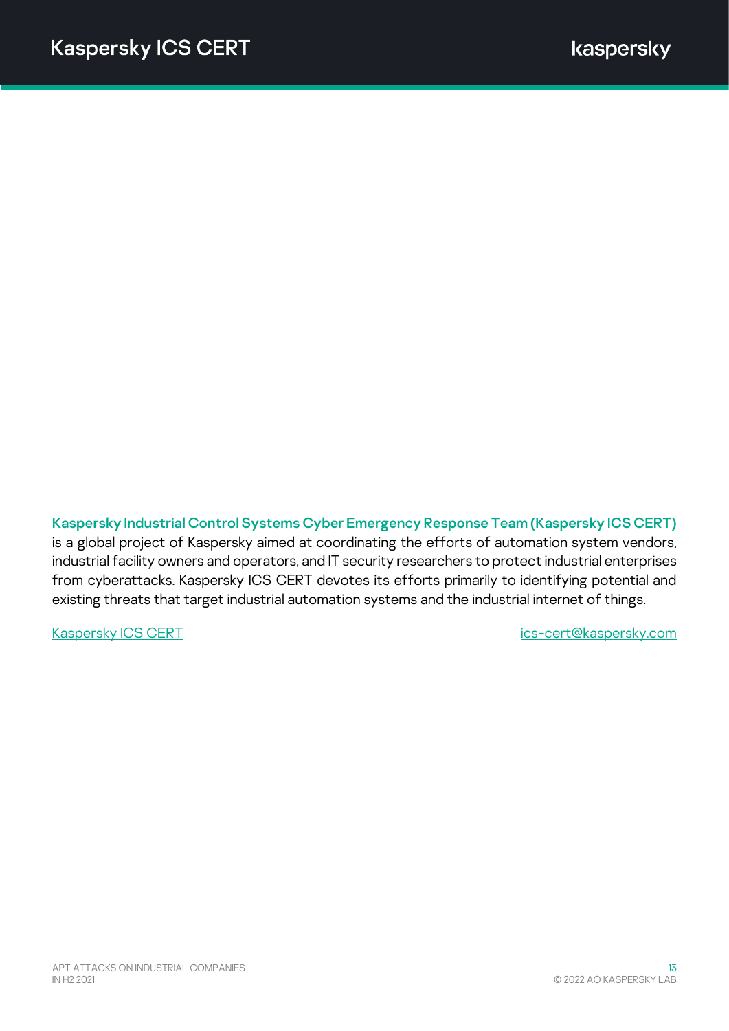**Kaspersky Industrial Control Systems Cyber Emergency Response Team (Kaspersky ICS CERT)** is a global project of Kaspersky aimed at coordinating the efforts of automation system vendors, industrial facility owners and operators, and IT security researchers to protect industrial enterprises from cyberattacks. Kaspersky ICS CERT devotes its efforts primarily to identifying potential and existing threats that target industrial automation systems and the industrial internet of things.

Kaspersky ICS CERT

ics-cert@kaspersky.com